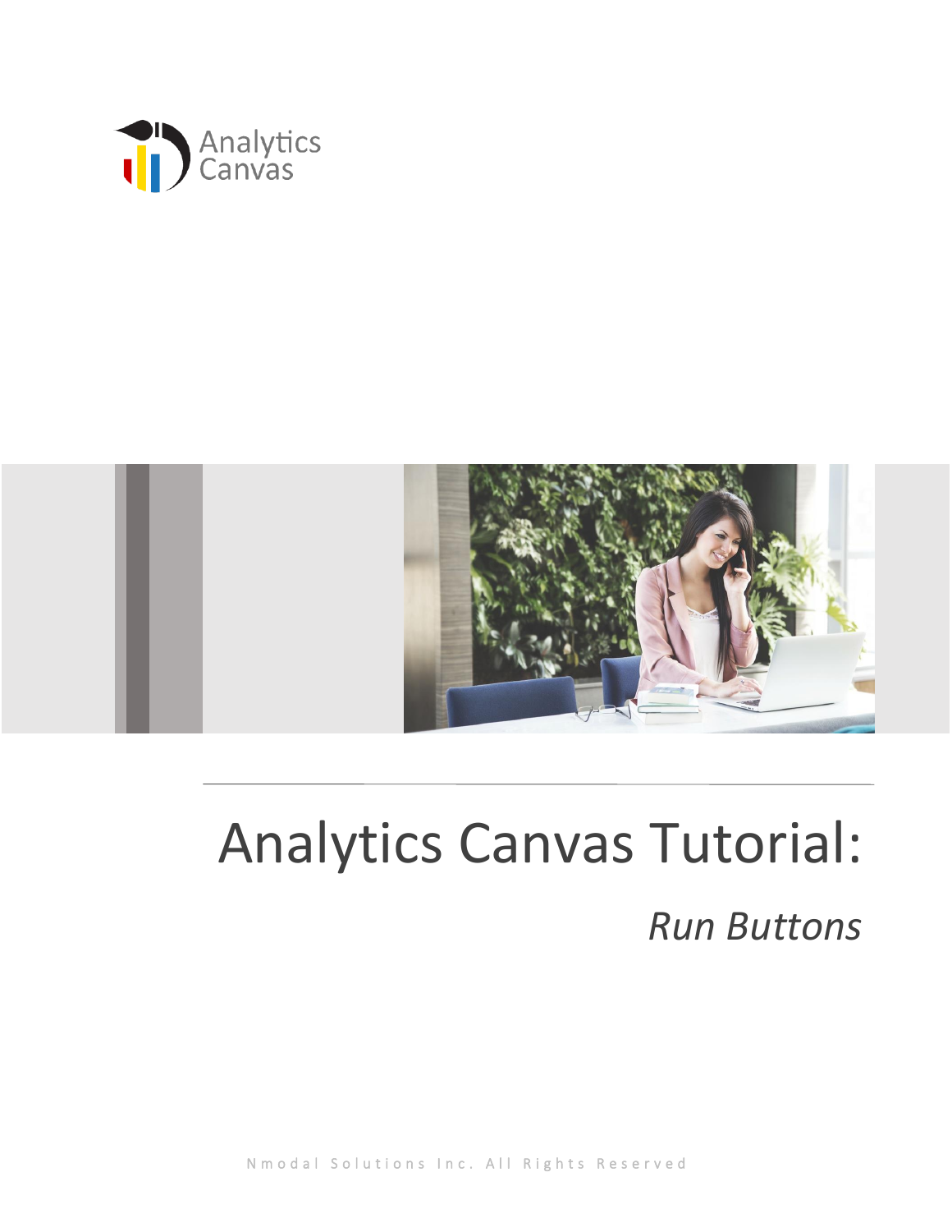Analytics Canvas

# Analytics Canvas Tutorial:

## *Run Buttons*

Nmodal Solutions Inc. All Rights Reserved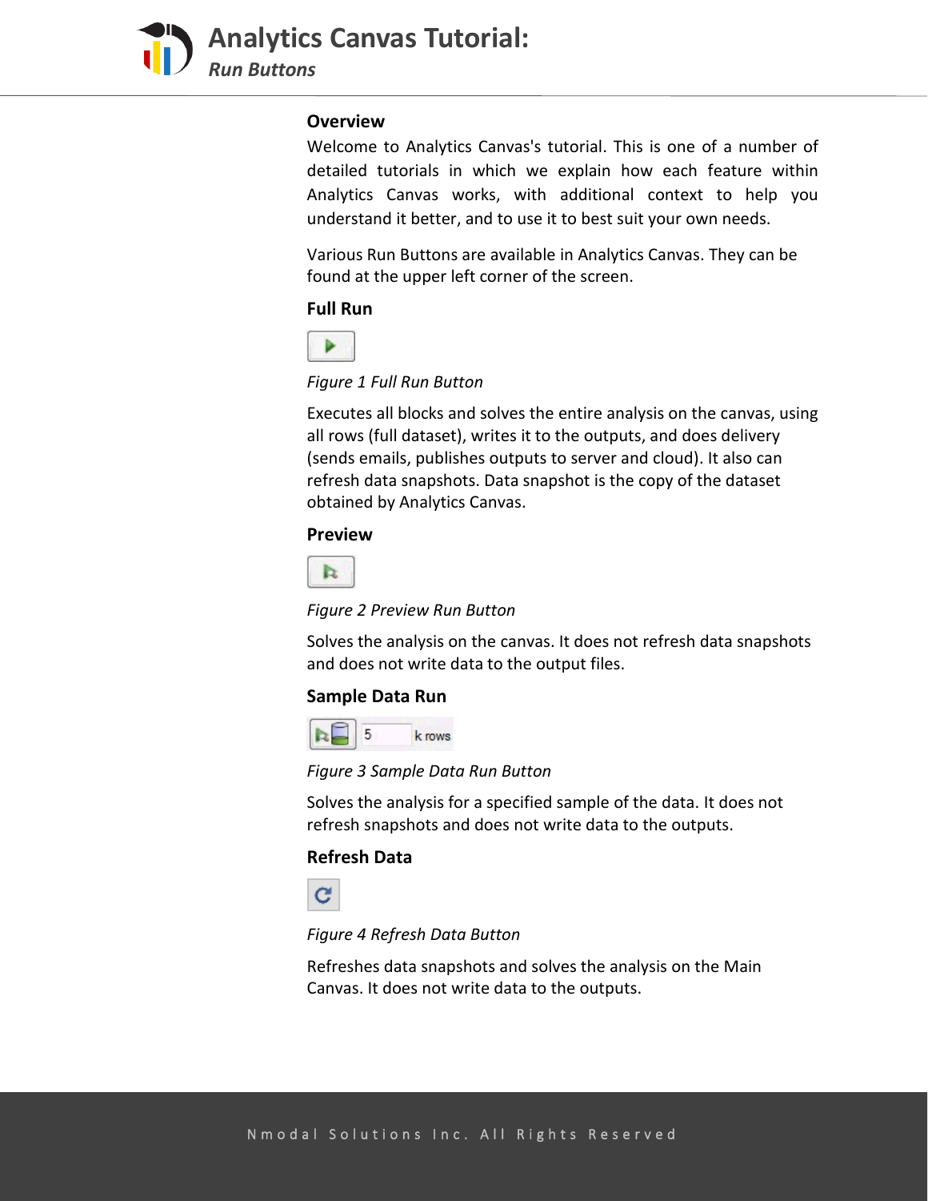## Overview

Welcome to Analytics Canvas's tutorial. This is one of a number of detailed tutorials in which we explain how each feature within Analytics Canvas works, with additional context to help you understand it better, and to use it to best suit your own needs.

Various Run Buttons are available in Analytics Canvas. They can be found at the upper left corner of the screen.

## Full Run

*Figure 1 Full Run Button*

Executes all blocks and solves the entire analysis on the canvas, using all rows (full dataset), writes it to the outputs, and does delivery (sends emails, publishes outputs to server and cloud). It also can refresh data snapshots. Data snapshot is the copy of the dataset obtained by Analytics Canvas.

## Preview

*Figure 2 Preview Run Button*

Solves the analysis on the canvas. It does not refresh data snapshots and does not write data to the output files.

## Sample Data Run

*Figure 3 Sample Data Run Button*

Solves the analysis for a specified sample of the data. It does not refresh snapshots and does not write data to the outputs.

## Refresh Data

*Figure 4 Refresh Data Button*

Refreshes data snapshots and solves the analysis on the Main Canvas. It does not write data to the outputs.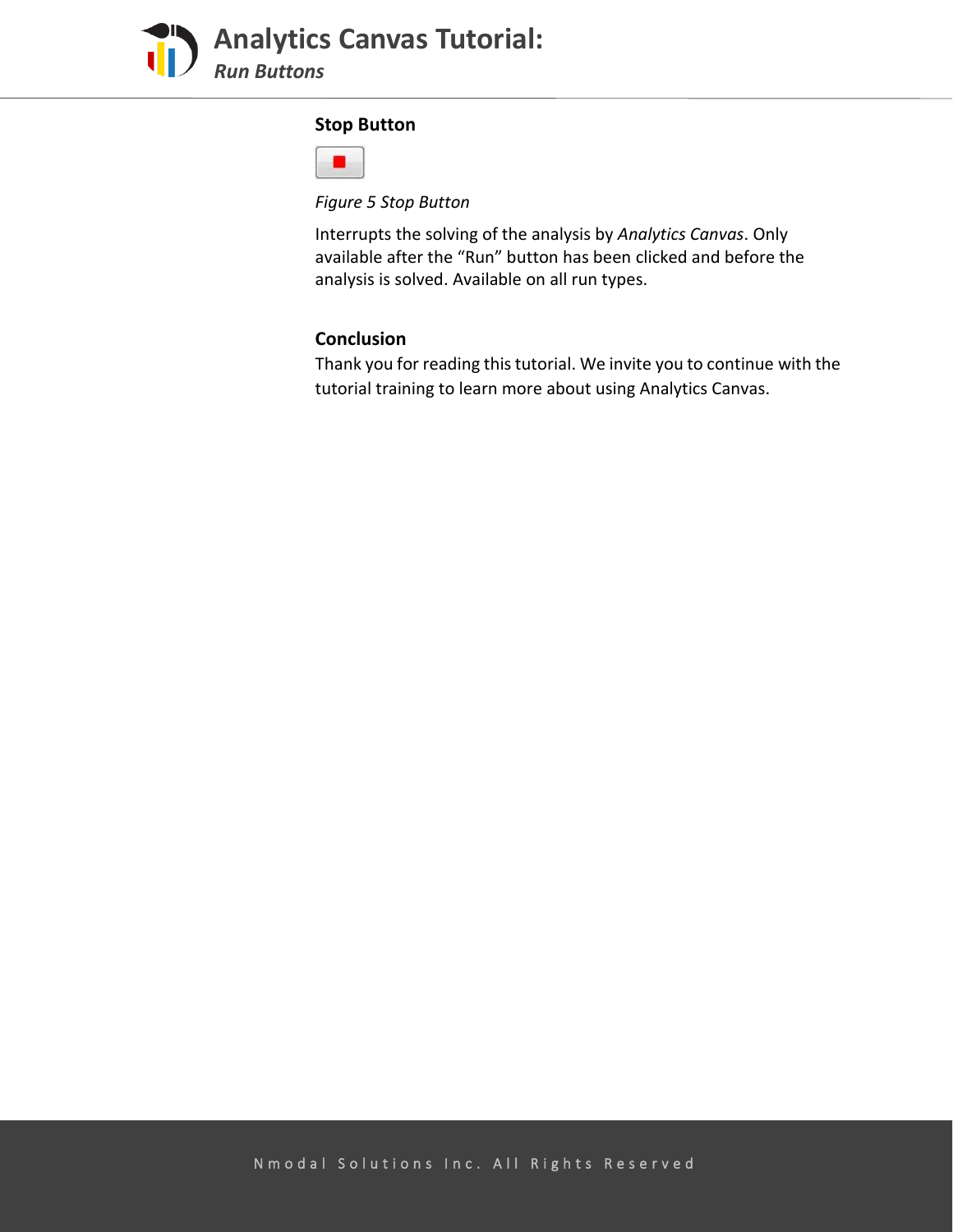### Stop Button

*Figure 5 Stop Button*

Interrupts the solving of the analysis by *Analytics Canvas*. Only available after the “Run” button has been clicked and before the analysis is solved. Available on all run types.

### Conclusion

Thank you for reading this tutorial. We invite you to continue with the tutorial training to learn more about using Analytics Canvas.